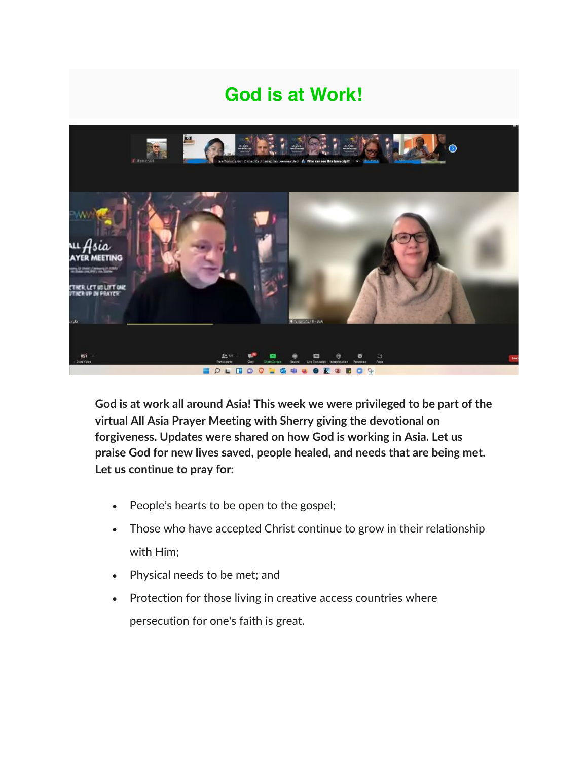# God is at Work!

**God is at work all around Asia! This week we were privileged to be part of the virtual All Asia Prayer Meeting with Sherry giving the devotional on forgiveness. Updates were shared on how God is working in Asia. Let us praise God for new lives saved, people healed, and needs that are being met. Let us continue to pray for:**

- People's hearts to be open to the gospel;
- Those who have accepted Christ continue to grow in their relationship with Him;
- Physical needs to be met; and
- Protection for those living in creative access countries where persecution for one's faith is great.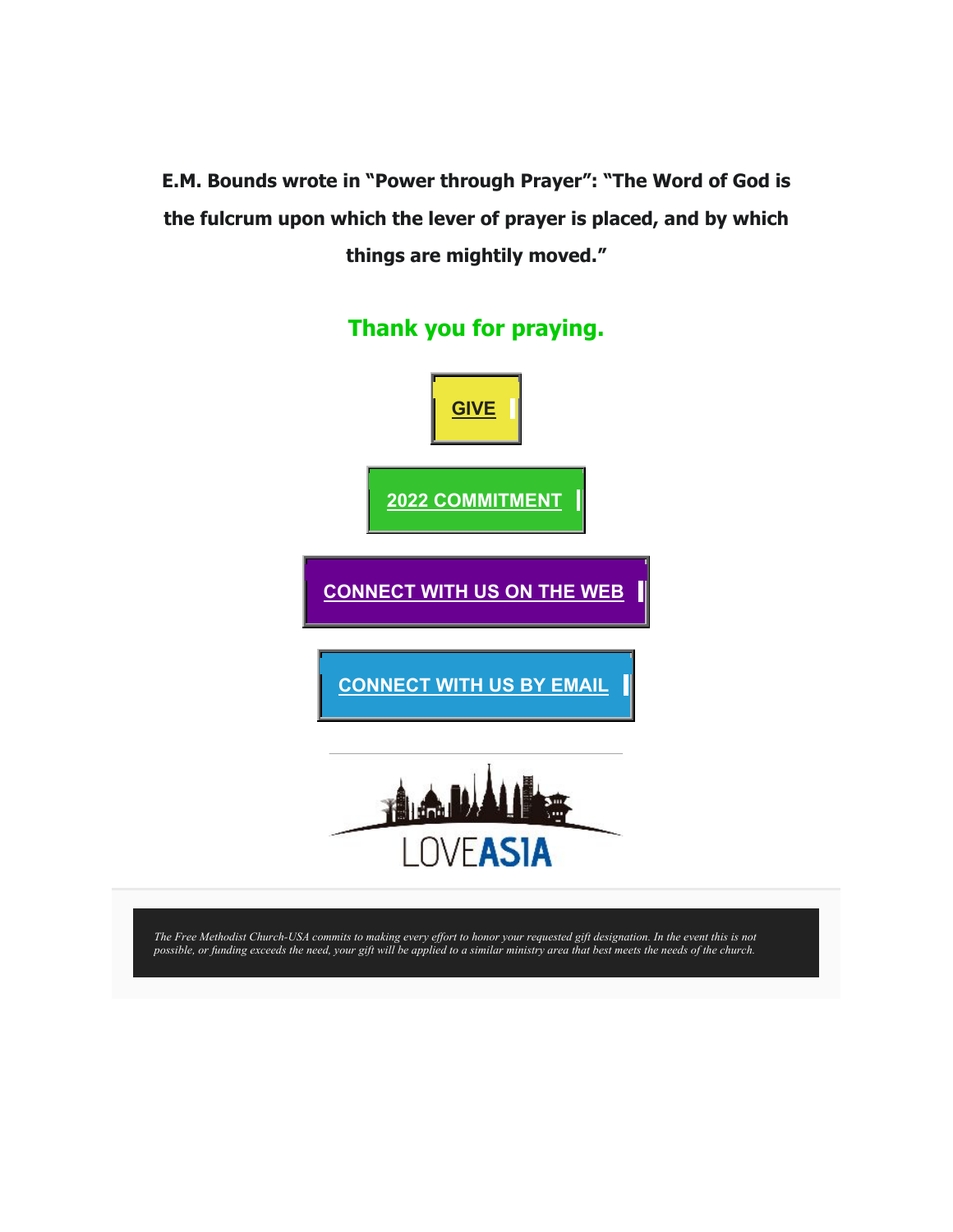**E.M. Bounds wrote in "Power through Prayer": "The Word of God is the fulcrum upon which the lever of prayer is placed, and by which things are mightily moved."**

**Thank you for praying.**

**GIVE**

**2022 COMMITMENT**

**CONNECT WITH US ON THE WEB**

**CONNECT WITH US BY EMAIL**

---

LOVEASIA

*The Free Methodist Church-USA commits to making every effort to honor your requested gift designation. In the event this is not possible, or funding exceeds the need, your gift will be applied to a similar ministry area that best meets the needs of the church.*